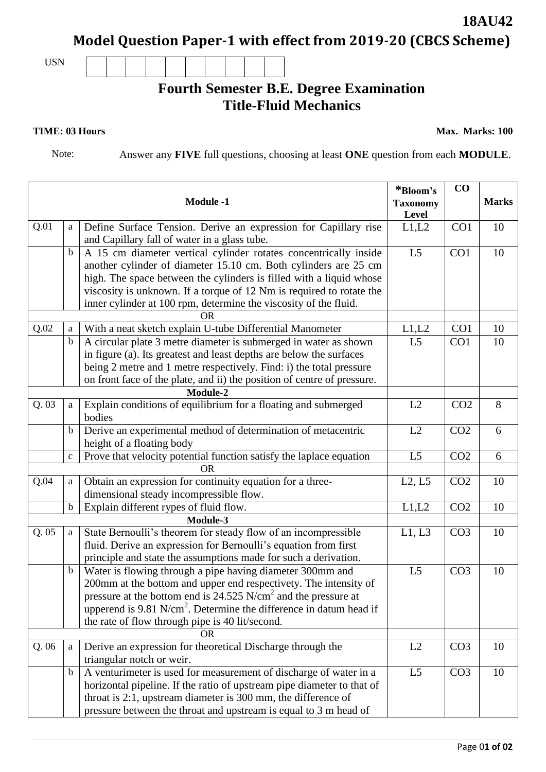**18AU42**

# Model Question Paper-1 with effect from 2019-20 (CBCS Scheme)

USN | | | | | | | | | | |

## Fourth Semester B.E. Degree Examination
## Title-Fluid Mechanics

**TIME: 03 Hours** **Max. Marks: 100**

Note: Answer any **FIVE** full questions, choosing at least **ONE** question from each **MODULE**.

| | | **Module -1** | ***Bloom's Taxonomy Level** | **CO** | **Marks** |
|---|---|---|---|---|---|
| Q.01 | a | Define Surface Tension. Derive an expression for Capillary rise and Capillary fall of water in a glass tube. | L1,L2 | CO1 | 10 |
| | b | A 15 cm diameter vertical cylinder rotates concentrically inside another cylinder of diameter 15.10 cm. Both cylinders are 25 cm high. The space between the cylinders is filled with a liquid whose viscosity is unknown. If a torque of 12 Nm is required to rotate the inner cylinder at 100 rpm, determine the viscosity of the fluid. | L5 | CO1 | 10 |
| | | OR | | | |
| Q.02 | a | With a neat sketch explain U-tube Differential Manometer | L1,L2 | CO1 | 10 |
| | b | A circular plate 3 metre diameter is submerged in water as shown in figure (a). Its greatest and least depths are below the surfaces being 2 metre and 1 metre respectively. Find: i) the total pressure on front face of the plate, and ii) the position of centre of pressure. | L5 | CO1 | 10 |
| | | **Module-2** | | | |
| Q. 03 | a | Explain conditions of equilibrium for a floating and submerged bodies | L2 | CO2 | 8 |
| | b | Derive an experimental method of determination of metacentric height of a floating body | L2 | CO2 | 6 |
| | c | Prove that velocity potential function satisfy the laplace equation | L5 | CO2 | 6 |
| | | OR | | | |
| Q.04 | a | Obtain an expression for continuity equation for a three-dimensional steady incompressible flow. | L2, L5 | CO2 | 10 |
| | b | Explain different rypes of fluid flow. | L1,L2 | CO2 | 10 |
| | | **Module-3** | | | |
| Q. 05 | a | State Bernoulli's theorem for steady flow of an incompressible fluid. Derive an expression for Bernoulli's equation from first principle and state the assumptions made for such a derivation. | L1, L3 | CO3 | 10 |
| | b | Water is flowing through a pipe having diameter 300mm and 200mm at the bottom and upper end respectivety. The intensity of pressure at the bottom end is 24.525 $N/cm^2$ and the pressure at upperend is 9.81 $N/cm^2$. Determine the difference in datum head if the rate of flow through pipe is 40 lit/second. | L5 | CO3 | 10 |
| | | OR | | | |
| Q. 06 | a | Derive an expression for theoretical Discharge through the triangular notch or weir. | L2 | CO3 | 10 |
| | b | A venturimeter is used for measurement of discharge of water in a horizontal pipeline. If the ratio of upstream pipe diameter to that of throat is 2:1, upstream diameter is 300 mm, the difference of pressure between the throat and upstream is equal to 3 m head of | L5 | CO3 | 10 |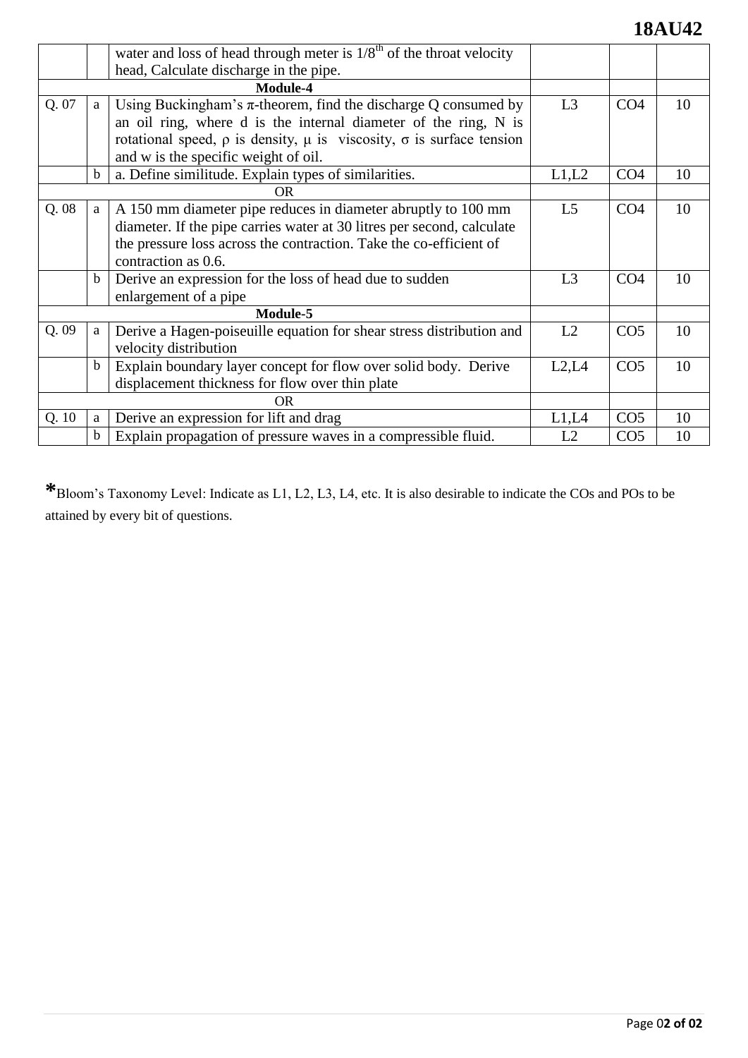| | | | | | |
|---|---|---|---|---|---|
| | | water and loss of head through meter is 1/8$^{th}$ of the throat velocity head, Calculate discharge in the pipe. | | | |
| **Module-4** | | | | | |
| Q. 07 | a | Using Buckingham's π-theorem, find the discharge Q consumed by an oil ring, where d is the internal diameter of the ring, N is rotational speed, ρ is density, μ is viscosity, σ is surface tension and w is the specific weight of oil. | L3 | CO4 | 10 |
| | b | a. Define similitude. Explain types of similarities. | L1,L2 | CO4 | 10 |
| OR | | | | | |
| Q. 08 | a | A 150 mm diameter pipe reduces in diameter abruptly to 100 mm diameter. If the pipe carries water at 30 litres per second, calculate the pressure loss across the contraction. Take the co-efficient of contraction as 0.6. | L5 | CO4 | 10 |
| | b | Derive an expression for the loss of head due to sudden enlargement of a pipe | L3 | CO4 | 10 |
| **Module-5** | | | | | |
| Q. 09 | a | Derive a Hagen-poiseuille equation for shear stress distribution and velocity distribution | L2 | CO5 | 10 |
| | b | Explain boundary layer concept for flow over solid body. Derive displacement thickness for flow over thin plate | L2,L4 | CO5 | 10 |
| OR | | | | | |
| Q. 10 | a | Derive an expression for lift and drag | L1,L4 | CO5 | 10 |
| | b | Explain propagation of pressure waves in a compressible fluid. | L2 | CO5 | 10 |

**\***Bloom's Taxonomy Level: Indicate as L1, L2, L3, L4, etc. It is also desirable to indicate the COs and POs to be attained by every bit of questions.